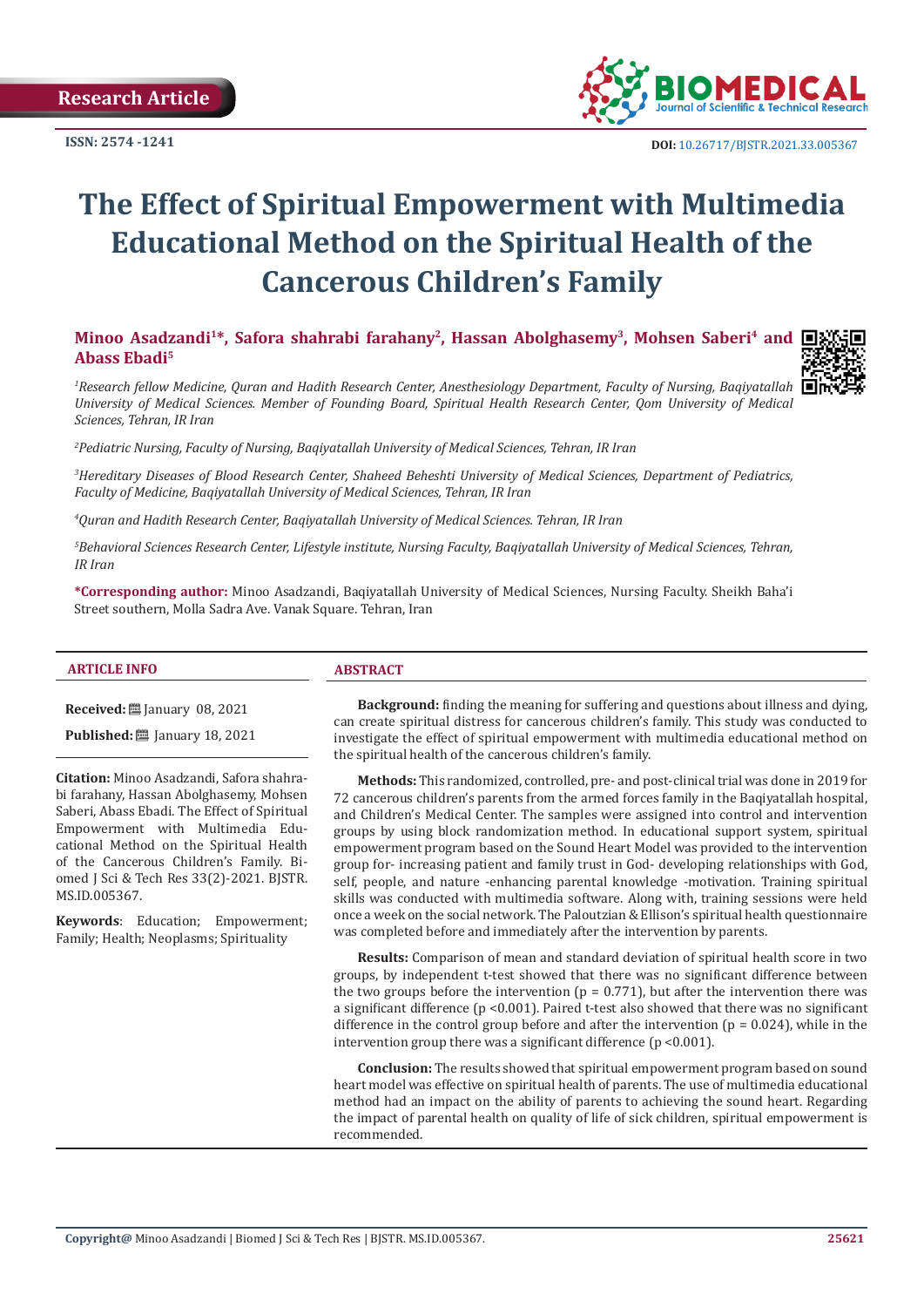Research Article

ISSN: 2574 -1241

DOI: 10.26717/BJSTR.2021.33.005367

# The Effect of Spiritual Empowerment with Multimedia Educational Method on the Spiritual Health of the Cancerous Children's Family

**Minoo Asadzandi[1]*, Safora shahrabi farahany[2], Hassan Abolghasemy[3], Mohsen Saberi[4] and Abass Ebadi[5]**

*[1]Research fellow Medicine, Quran and Hadith Research Center, Anesthesiology Department, Faculty of Nursing, Baqiyatallah University of Medical Sciences. Member of Founding Board, Spiritual Health Research Center, Qom University of Medical Sciences, Tehran, IR Iran*

*[2]Pediatric Nursing, Faculty of Nursing, Baqiyatallah University of Medical Sciences, Tehran, IR Iran*

*[3]Hereditary Diseases of Blood Research Center, Shaheed Beheshti University of Medical Sciences, Department of Pediatrics, Faculty of Medicine, Baqiyatallah University of Medical Sciences, Tehran, IR Iran*

*[4]Quran and Hadith Research Center, Baqiyatallah University of Medical Sciences. Tehran, IR Iran*

*[5]Behavioral Sciences Research Center, Lifestyle institute, Nursing Faculty, Baqiyatallah University of Medical Sciences, Tehran, IR Iran*

**\*Corresponding author:** Minoo Asadzandi, Baqiyatallah University of Medical Sciences, Nursing Faculty. Sheikh Baha'i Street southern, Molla Sadra Ave. Vanak Square. Tehran, Iran

## ARTICLE INFO

**Received:** January 08, 2021

**Published:** January 18, 2021

**Citation:** Minoo Asadzandi, Safora shahrabi farahany, Hassan Abolghasemy, Mohsen Saberi, Abass Ebadi. The Effect of Spiritual Empowerment with Multimedia Educational Method on the Spiritual Health of the Cancerous Children's Family. Biomed J Sci & Tech Res 33(2)-2021. BJSTR. MS.ID.005367.

**Keywords**: Education; Empowerment; Family; Health; Neoplasms; Spirituality

## ABSTRACT

**Background:** finding the meaning for suffering and questions about illness and dying, can create spiritual distress for cancerous children's family. This study was conducted to investigate the effect of spiritual empowerment with multimedia educational method on the spiritual health of the cancerous children's family.

**Methods:** This randomized, controlled, pre- and post-clinical trial was done in 2019 for 72 cancerous children's parents from the armed forces family in the Baqiyatallah hospital, and Children's Medical Center. The samples were assigned into control and intervention groups by using block randomization method. In educational support system, spiritual empowerment program based on the Sound Heart Model was provided to the intervention group for- increasing patient and family trust in God- developing relationships with God, self, people, and nature -enhancing parental knowledge -motivation. Training spiritual skills was conducted with multimedia software. Along with, training sessions were held once a week on the social network. The Paloutzian & Ellison's spiritual health questionnaire was completed before and immediately after the intervention by parents.

**Results:** Comparison of mean and standard deviation of spiritual health score in two groups, by independent t-test showed that there was no significant difference between the two groups before the intervention ($p = 0.771$), but after the intervention there was a significant difference ($p < 0.001$). Paired t-test also showed that there was no significant difference in the control group before and after the intervention ($p = 0.024$), while in the intervention group there was a significant difference ($p < 0.001$).

**Conclusion:** The results showed that spiritual empowerment program based on sound heart model was effective on spiritual health of parents. The use of multimedia educational method had an impact on the ability of parents to achieving the sound heart. Regarding the impact of parental health on quality of life of sick children, spiritual empowerment is recommended.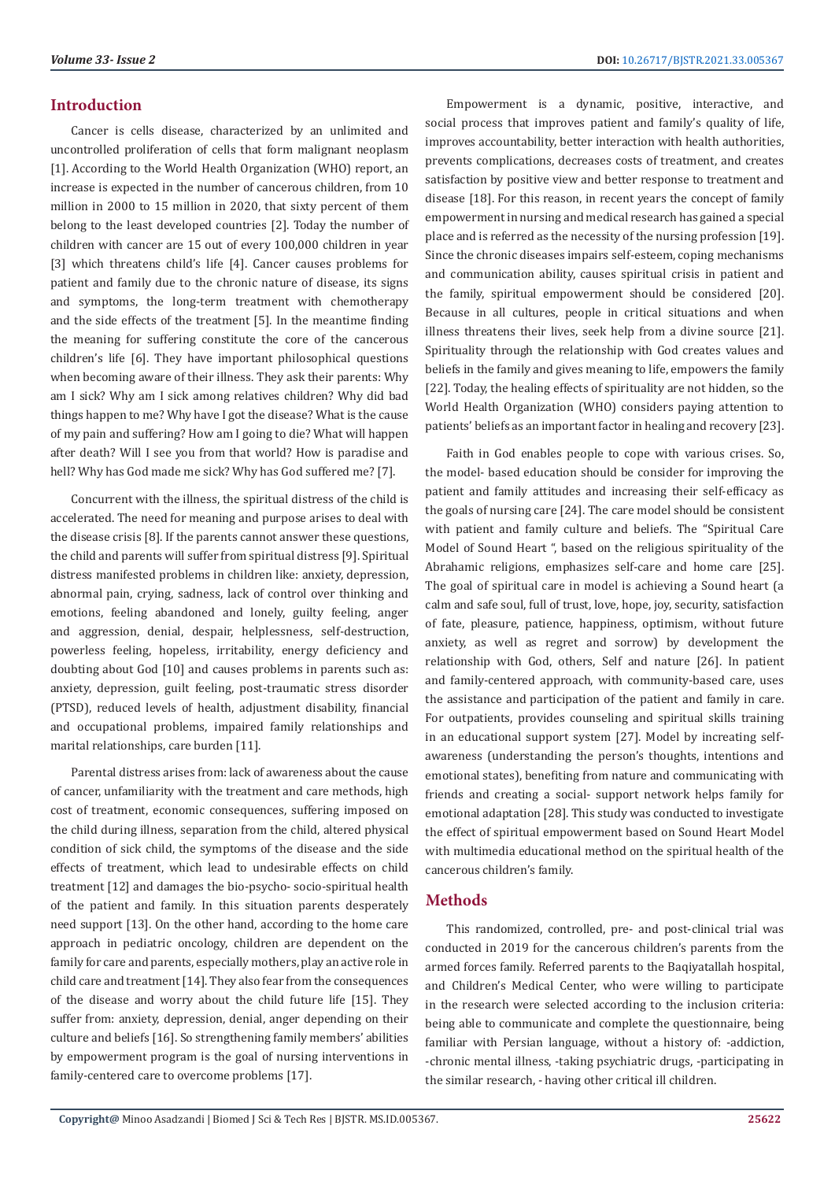## Introduction

Cancer is cells disease, characterized by an unlimited and uncontrolled proliferation of cells that form malignant neoplasm [1]. According to the World Health Organization (WHO) report, an increase is expected in the number of cancerous children, from 10 million in 2000 to 15 million in 2020, that sixty percent of them belong to the least developed countries [2]. Today the number of children with cancer are 15 out of every 100,000 children in year [3] which threatens child's life [4]. Cancer causes problems for patient and family due to the chronic nature of disease, its signs and symptoms, the long-term treatment with chemotherapy and the side effects of the treatment [5]. In the meantime finding the meaning for suffering constitute the core of the cancerous children's life [6]. They have important philosophical questions when becoming aware of their illness. They ask their parents: Why am I sick? Why am I sick among relatives children? Why did bad things happen to me? Why have I got the disease? What is the cause of my pain and suffering? How am I going to die? What will happen after death? Will I see you from that world? How is paradise and hell? Why has God made me sick? Why has God suffered me? [7].

Concurrent with the illness, the spiritual distress of the child is accelerated. The need for meaning and purpose arises to deal with the disease crisis [8]. If the parents cannot answer these questions, the child and parents will suffer from spiritual distress [9]. Spiritual distress manifested problems in children like: anxiety, depression, abnormal pain, crying, sadness, lack of control over thinking and emotions, feeling abandoned and lonely, guilty feeling, anger and aggression, denial, despair, helplessness, self-destruction, powerless feeling, hopeless, irritability, energy deficiency and doubting about God [10] and causes problems in parents such as: anxiety, depression, guilt feeling, post-traumatic stress disorder (PTSD), reduced levels of health, adjustment disability, financial and occupational problems, impaired family relationships and marital relationships, care burden [11].

Parental distress arises from: lack of awareness about the cause of cancer, unfamiliarity with the treatment and care methods, high cost of treatment, economic consequences, suffering imposed on the child during illness, separation from the child, altered physical condition of sick child, the symptoms of the disease and the side effects of treatment, which lead to undesirable effects on child treatment [12] and damages the bio-psycho- socio-spiritual health of the patient and family. In this situation parents desperately need support [13]. On the other hand, according to the home care approach in pediatric oncology, children are dependent on the family for care and parents, especially mothers, play an active role in child care and treatment [14]. They also fear from the consequences of the disease and worry about the child future life [15]. They suffer from: anxiety, depression, denial, anger depending on their culture and beliefs [16]. So strengthening family members' abilities by empowerment program is the goal of nursing interventions in family-centered care to overcome problems [17].

Empowerment is a dynamic, positive, interactive, and social process that improves patient and family's quality of life, improves accountability, better interaction with health authorities, prevents complications, decreases costs of treatment, and creates satisfaction by positive view and better response to treatment and disease [18]. For this reason, in recent years the concept of family empowerment in nursing and medical research has gained a special place and is referred as the necessity of the nursing profession [19]. Since the chronic diseases impairs self-esteem, coping mechanisms and communication ability, causes spiritual crisis in patient and the family, spiritual empowerment should be considered [20]. Because in all cultures, people in critical situations and when illness threatens their lives, seek help from a divine source [21]. Spirituality through the relationship with God creates values and beliefs in the family and gives meaning to life, empowers the family [22]. Today, the healing effects of spirituality are not hidden, so the World Health Organization (WHO) considers paying attention to patients' beliefs as an important factor in healing and recovery [23].

Faith in God enables people to cope with various crises. So, the model- based education should be consider for improving the patient and family attitudes and increasing their self-efficacy as the goals of nursing care [24]. The care model should be consistent with patient and family culture and beliefs. The "Spiritual Care Model of Sound Heart ", based on the religious spirituality of the Abrahamic religions, emphasizes self-care and home care [25]. The goal of spiritual care in model is achieving a Sound heart (a calm and safe soul, full of trust, love, hope, joy, security, satisfaction of fate, pleasure, patience, happiness, optimism, without future anxiety, as well as regret and sorrow) by development the relationship with God, others, Self and nature [26]. In patient and family-centered approach, with community-based care, uses the assistance and participation of the patient and family in care. For outpatients, provides counseling and spiritual skills training in an educational support system [27]. Model by increasing self-awareness (understanding the person's thoughts, intentions and emotional states), benefiting from nature and communicating with friends and creating a social- support network helps family for emotional adaptation [28]. This study was conducted to investigate the effect of spiritual empowerment based on Sound Heart Model with multimedia educational method on the spiritual health of the cancerous children's family.

## Methods

This randomized, controlled, pre- and post-clinical trial was conducted in 2019 for the cancerous children's parents from the armed forces family. Referred parents to the Baqiyatallah hospital, and Children's Medical Center, who were willing to participate in the research were selected according to the inclusion criteria: being able to communicate and complete the questionnaire, being familiar with Persian language, without a history of: -addiction, -chronic mental illness, -taking psychiatric drugs, -participating in the similar research, - having other critical ill children.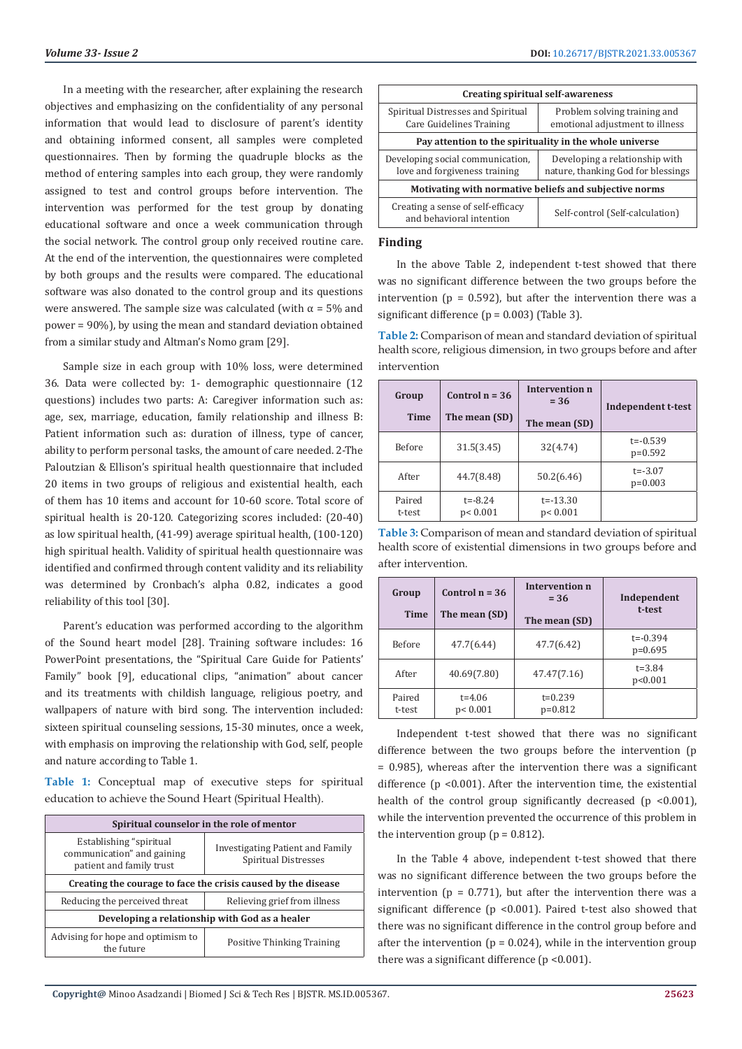In a meeting with the researcher, after explaining the research objectives and emphasizing on the confidentiality of any personal information that would lead to disclosure of parent's identity and obtaining informed consent, all samples were completed questionnaires. Then by forming the quadruple blocks as the method of entering samples into each group, they were randomly assigned to test and control groups before intervention. The intervention was performed for the test group by donating educational software and once a week communication through the social network. The control group only received routine care. At the end of the intervention, the questionnaires were completed by both groups and the results were compared. The educational software was also donated to the control group and its questions were answered. The sample size was calculated (with α = 5% and power = 90%), by using the mean and standard deviation obtained from a similar study and Altman's Nomo gram [29].

Sample size in each group with 10% loss, were determined 36. Data were collected by: 1- demographic questionnaire (12 questions) includes two parts: A: Caregiver information such as: age, sex, marriage, education, family relationship and illness B: Patient information such as: duration of illness, type of cancer, ability to perform personal tasks, the amount of care needed. 2-The Paloutzian & Ellison's spiritual health questionnaire that included 20 items in two groups of religious and existential health, each of them has 10 items and account for 10-60 score. Total score of spiritual health is 20-120. Categorizing scores included: (20-40) as low spiritual health, (41-99) average spiritual health, (100-120) high spiritual health. Validity of spiritual health questionnaire was identified and confirmed through content validity and its reliability was determined by Cronbach's alpha 0.82, indicates a good reliability of this tool [30].

Parent's education was performed according to the algorithm of the Sound heart model [28]. Training software includes: 16 PowerPoint presentations, the "Spiritual Care Guide for Patients' Family" book [9], educational clips, "animation" about cancer and its treatments with childish language, religious poetry, and wallpapers of nature with bird song. The intervention included: sixteen spiritual counseling sessions, 15-30 minutes, once a week, with emphasis on improving the relationship with God, self, people and nature according to Table 1.

**Table 1:** Conceptual map of executive steps for spiritual education to achieve the Sound Heart (Spiritual Health).

| **Spiritual counselor in the role of mentor** | |
|---|---|
| Establishing "spiritual communication" and gaining patient and family trust | Investigating Patient and Family Spiritual Distresses |
| **Creating the courage to face the crisis caused by the disease** | |
| Reducing the perceived threat | Relieving grief from illness |
| **Developing a relationship with God as a healer** | |
| Advising for hope and optimism to the future | Positive Thinking Training |
| **Creating spiritual self-awareness** | |
| Spiritual Distresses and Spiritual Care Guidelines Training | Problem solving training and emotional adjustment to illness |
| **Pay attention to the spirituality in the whole universe** | |
| Developing social communication, love and forgiveness training | Developing a relationship with nature, thanking God for blessings |
| **Motivating with normative beliefs and subjective norms** | |
| Creating a sense of self-efficacy and behavioral intention | Self-control (Self-calculation) |

## Finding

In the above Table 2, independent t-test showed that there was no significant difference between the two groups before the intervention (p = 0.592), but after the intervention there was a significant difference (p = 0.003) (Table 3).

**Table 2:** Comparison of mean and standard deviation of spiritual health score, religious dimension, in two groups before and after intervention

| Group / Time | Control n = 36 The mean (SD) | Intervention n = 36 The mean (SD) | Independent t-test |
|---|---|---|---|
| Before | 31.5(3.45) | 32(4.74) | t=-0.539 p=0.592 |
| After | 44.7(8.48) | 50.2(6.46) | t=-3.07 p=0.003 |
| Paired t-test | t=-8.24 p< 0.001 | t=-13.30 p< 0.001 | |

**Table 3:** Comparison of mean and standard deviation of spiritual health score of existential dimensions in two groups before and after intervention.

| Group / Time | Control n = 36 The mean (SD) | Intervention n = 36 The mean (SD) | Independent t-test |
|---|---|---|---|
| Before | 47.7(6.44) | 47.7(6.42) | t=-0.394 p=0.695 |
| After | 40.69(7.80) | 47.47(7.16) | t=3.84 p<0.001 |
| Paired t-test | t=4.06 p< 0.001 | t=0.239 p=0.812 | |

Independent t-test showed that there was no significant difference between the two groups before the intervention (p = 0.985), whereas after the intervention there was a significant difference (p <0.001). After the intervention time, the existential health of the control group significantly decreased (p <0.001), while the intervention prevented the occurrence of this problem in the intervention group (p = 0.812).

In the Table 4 above, independent t-test showed that there was no significant difference between the two groups before the intervention (p = 0.771), but after the intervention there was a significant difference (p <0.001). Paired t-test also showed that there was no significant difference in the control group before and after the intervention (p = 0.024), while in the intervention group there was a significant difference (p <0.001).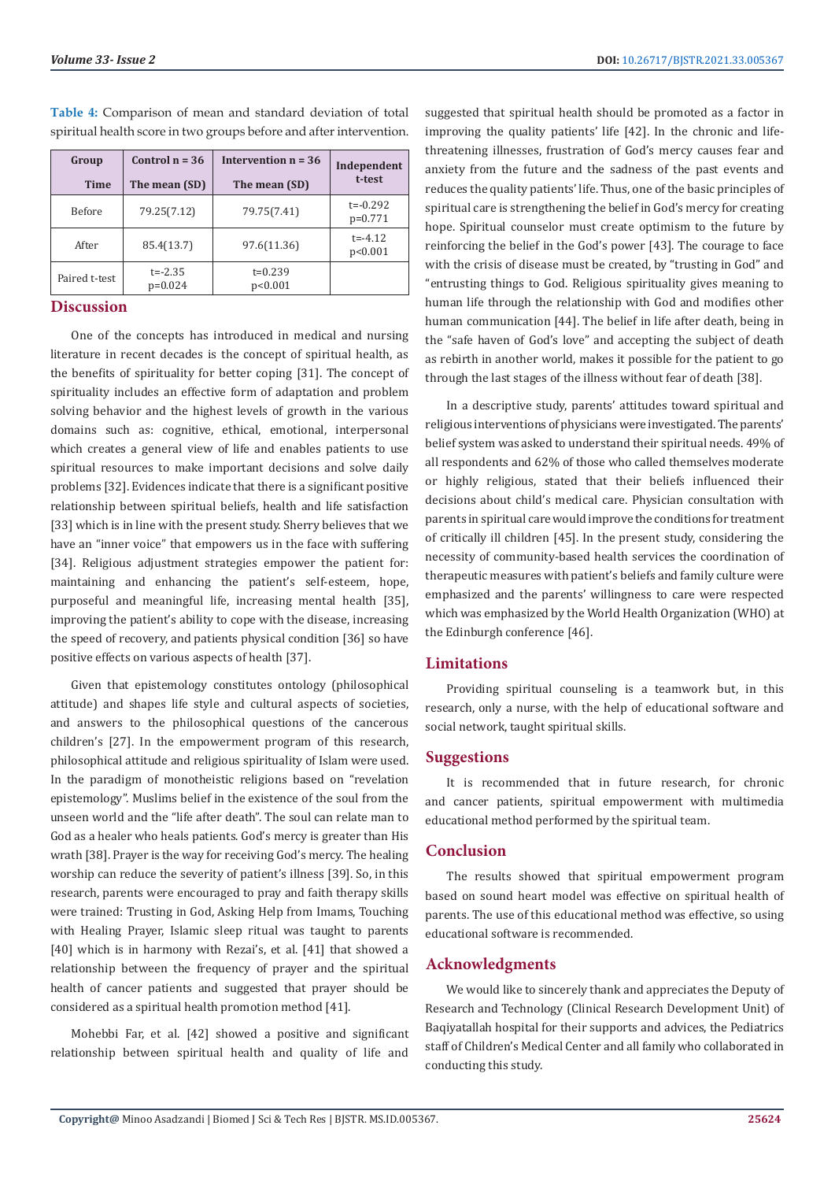**Table 4:** Comparison of mean and standard deviation of total spiritual health score in two groups before and after intervention.

| Group / Time | Control n = 36 / The mean (SD) | Intervention n = 36 / The mean (SD) | Independent t-test |
|---|---|---|---|
| Before | 79.25(7.12) | 79.75(7.41) | t=-0.292 p=0.771 |
| After | 85.4(13.7) | 97.6(11.36) | t=-4.12 p<0.001 |
| Paired t-test | t=-2.35 p=0.024 | t=0.239 p<0.001 | |

## Discussion

One of the concepts has introduced in medical and nursing literature in recent decades is the concept of spiritual health, as the benefits of spirituality for better coping [31]. The concept of spirituality includes an effective form of adaptation and problem solving behavior and the highest levels of growth in the various domains such as: cognitive, ethical, emotional, interpersonal which creates a general view of life and enables patients to use spiritual resources to make important decisions and solve daily problems [32]. Evidences indicate that there is a significant positive relationship between spiritual beliefs, health and life satisfaction [33] which is in line with the present study. Sherry believes that we have an "inner voice" that empowers us in the face with suffering [34]. Religious adjustment strategies empower the patient for: maintaining and enhancing the patient's self-esteem, hope, purposeful and meaningful life, increasing mental health [35], improving the patient's ability to cope with the disease, increasing the speed of recovery, and patients physical condition [36] so have positive effects on various aspects of health [37].

Given that epistemology constitutes ontology (philosophical attitude) and shapes life style and cultural aspects of societies, and answers to the philosophical questions of the cancerous children's [27]. In the empowerment program of this research, philosophical attitude and religious spirituality of Islam were used. In the paradigm of monotheistic religions based on "revelation epistemology". Muslims belief in the existence of the soul from the unseen world and the "life after death". The soul can relate man to God as a healer who heals patients. God's mercy is greater than His wrath [38]. Prayer is the way for receiving God's mercy. The healing worship can reduce the severity of patient's illness [39]. So, in this research, parents were encouraged to pray and faith therapy skills were trained: Trusting in God, Asking Help from Imams, Touching with Healing Prayer, Islamic sleep ritual was taught to parents [40] which is in harmony with Rezai's, et al. [41] that showed a relationship between the frequency of prayer and the spiritual health of cancer patients and suggested that prayer should be considered as a spiritual health promotion method [41].

Mohebbi Far, et al. [42] showed a positive and significant relationship between spiritual health and quality of life and suggested that spiritual health should be promoted as a factor in improving the quality patients' life [42]. In the chronic and life-threatening illnesses, frustration of God's mercy causes fear and anxiety from the future and the sadness of the past events and reduces the quality patients' life. Thus, one of the basic principles of spiritual care is strengthening the belief in God's mercy for creating hope. Spiritual counselor must create optimism to the future by reinforcing the belief in the God's power [43]. The courage to face with the crisis of disease must be created, by "trusting in God" and "entrusting things to God. Religious spirituality gives meaning to human life through the relationship with God and modifies other human communication [44]. The belief in life after death, being in the "safe haven of God's love" and accepting the subject of death as rebirth in another world, makes it possible for the patient to go through the last stages of the illness without fear of death [38].

In a descriptive study, parents' attitudes toward spiritual and religious interventions of physicians were investigated. The parents' belief system was asked to understand their spiritual needs. 49% of all respondents and 62% of those who called themselves moderate or highly religious, stated that their beliefs influenced their decisions about child's medical care. Physician consultation with parents in spiritual care would improve the conditions for treatment of critically ill children [45]. In the present study, considering the necessity of community-based health services the coordination of therapeutic measures with patient's beliefs and family culture were emphasized and the parents' willingness to care were respected which was emphasized by the World Health Organization (WHO) at the Edinburgh conference [46].

## Limitations

Providing spiritual counseling is a teamwork but, in this research, only a nurse, with the help of educational software and social network, taught spiritual skills.

## Suggestions

It is recommended that in future research, for chronic and cancer patients, spiritual empowerment with multimedia educational method performed by the spiritual team.

## Conclusion

The results showed that spiritual empowerment program based on sound heart model was effective on spiritual health of parents. The use of this educational method was effective, so using educational software is recommended.

## Acknowledgments

We would like to sincerely thank and appreciates the Deputy of Research and Technology (Clinical Research Development Unit) of Baqiyatallah hospital for their supports and advices, the Pediatrics staff of Children's Medical Center and all family who collaborated in conducting this study.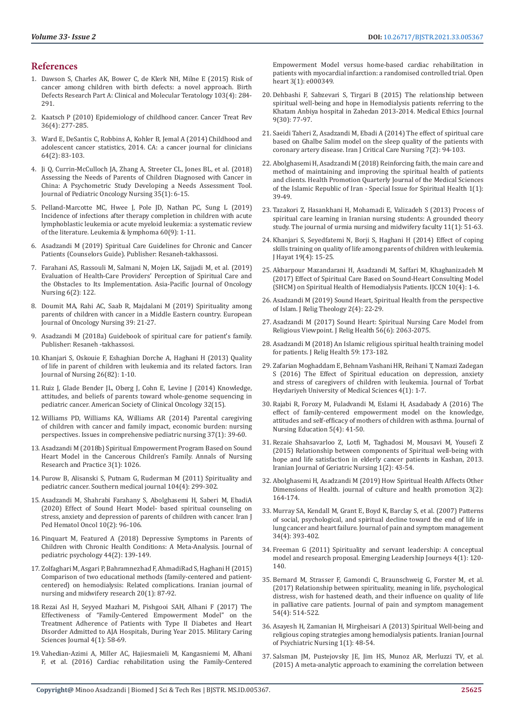## References

1. Dawson S, Charles AK, Bower C, de Klerk NH, Milne E (2015) Risk of cancer among children with birth defects: a novel approach. Birth Defects Research Part A: Clinical and Molecular Teratology 103(4): 284-291.
2. Kaatsch P (2010) Epidemiology of childhood cancer. Cancer Treat Rev 36(4): 277-285.
3. Ward E, DeSantis C, Robbins A, Kohler B, Jemal A (2014) Childhood and adolescent cancer statistics, 2014. CA: a cancer journal for clinicians 64(2): 83-103.
4. Ji Q, Currin-McCulloch JA, Zhang A, Streeter CL, Jones BL, et al. (2018) Assessing the Needs of Parents of Children Diagnosed with Cancer in China: A Psychometric Study Developing a Needs Assessment Tool. Journal of Pediatric Oncology Nursing 35(1): 6-15.
5. Pelland-Marcotte MC, Hwee J, Pole JD, Nathan PC, Sung L (2019) Incidence of infections after therapy completion in children with acute lymphoblastic leukemia or acute myeloid leukemia: a systematic review of the literature. Leukemia & lymphoma 60(9): 1-11.
6. Asadzandi M (2019) Spiritual Care Guidelines for Chronic and Cancer Patients (Counselors Guide). Publisher: Resaneh-takhassosi.
7. Farahani AS, Rassouli M, Salmani N, Mojen LK, Sajjadi M, et al. (2019) Evaluation of Health-Care Providers' Perception of Spiritual Care and the Obstacles to Its Implementation. Asia-Pacific Journal of Oncology Nursing 6(2): 122.
8. Doumit MA, Rahi AC, Saab R, Majdalani M (2019) Spirituality among parents of children with cancer in a Middle Eastern country. European Journal of Oncology Nursing 39: 21-27.
9. Asadzandi M (2018a) Guidebook of spiritual care for patient's family. Publisher: Resaneh -takhassosi.
10. Khanjari S, Oskouie F, Eshaghian Dorche A, Haghani H (2013) Quality of life in parent of children with leukemia and its related factors. Iran Journal of Nursing 26(82): 1-10.
11. Ruiz J, Glade Bender JL, Oberg J, Cohn E, Levine J (2014) Knowledge, attitudes, and beliefs of parents toward whole-genome sequencing in pediatric cancer. American Society of Clinical Oncology 32(15).
12. Williams PD, Williams KA, Williams AR (2014) Parental caregiving of children with cancer and family impact, economic burden: nursing perspectives. Issues in comprehensive pediatric nursing 37(1): 39-60.
13. Asadzandi M (2018b) Spiritual Empowerment Program Based on Sound Heart Model in the Cancerous Children's Family. Annals of Nursing Research and Practice 3(1): 1026.
14. Purow B, Alisanski S, Putnam G, Ruderman M (2011) Spirituality and pediatric cancer. Southern medical journal 104(4): 299-302.
15. Asadzandi M, Shahrabi Farahany S, Abolghasemi H, Saberi M, EbadiA (2020) Effect of Sound Heart Model- based spiritual counseling on stress, anxiety and depression of parents of children with cancer. Iran J Ped Hematol Oncol 10(2): 96-106.
16. Pinquart M, Featured A (2018) Depressive Symptoms in Parents of Children with Chronic Health Conditions: A Meta-Analysis. Journal of pediatric psychology 44(2): 139-149.
17. Zolfaghari M, Asgari P, Bahramnezhad F, AhmadiRad S, Haghani H (2015) Comparison of two educational methods (family-centered and patient-centered) on hemodialysis: Related complications. Iranian journal of nursing and midwifery research 20(1): 87-92.
18. Rezai Asl H, Seyyed Mazhari M, Pishgooi SAH, Alhani F (2017) The Effectiveness of "Family-Centered Empowerment Model" on the Treatment Adherence of Patients with Type II Diabetes and Heart Disorder Admitted to AJA Hospitals, During Year 2015. Military Caring Sciences Journal 4(1): 58-69.
19. Vahedian-Azimi A, Miller AC, Hajiesmaieli M, Kangasniemi M, Alhani F, et al. (2016) Cardiac rehabilitation using the Family-Centered Empowerment Model versus home-based cardiac rehabilitation in patients with myocardial infarction: a randomised controlled trial. Open heart 3(1): e000349.
20. Dehbashi F, Sabzevari S, Tirgari B (2015) The relationship between spiritual well-being and hope in Hemodialysis patients referring to the Khatam Anbiya hospital in Zahedan 2013-2014. Medical Ethics Journal 9(30): 77-97.
21. Saeidi Taheri Z, Asadzandi M, Ebadi A (2014) The effect of spiritual care based on Ghalbe Salim model on the sleep quality of the patients with coronary artery disease. Iran J Critical Care Nursing 7(2): 94-103.
22. Abolghasemi H, Asadzandi M (2018) Reinforcing faith, the main care and method of maintaining and improving the spiritual health of patients and clients. Health Promotion Quarterly Journal of the Medical Sciences of the Islamic Republic of Iran - Special Issue for Spiritual Health 1(1): 39-49.
23. Tazakori Z, Hasankhani H, Mohamadi E, Valizadeh S (2013) Process of spiritual care learning in Iranian nursing students: A grounded theory study. The journal of urmia nursing and midwifery faculty 11(1): 51-63.
24. Khanjari S, Seyedfatemi N, Borji S, Haghani H (2014) Effect of coping skills training on quality of life among parents of children with leukemia. J Hayat 19(4): 15-25.
25. Akbarpour Mazandarani H, Asadzandi M, Saffari M, Khaghanizadeh M (2017) Effect of Spiritual Care Based on Sound-Heart Consulting Model (SHCM) on Spiritual Health of Hemodialysis Patients. IJCCN 10(4): 1-6.
26. Asadzandi M (2019) Sound Heart, Spiritual Health from the perspective of Islam. J Relig Theology 2(4): 22-29.
27. Asadzandi M (2017) Sound Heart: Spiritual Nursing Care Model from Religious Viewpoint. J Relig Health 56(6): 2063-2075.
28. Asadzandi M (2018) An Islamic religious spiritual health training model for patients. J Relig Health 59: 173-182.
29. Zafarian Moghaddam E, Behnam Vashani HR, Reihani T, Namazi Zadegan S (2016) The Effect of Spiritual education on depression, anxiety and stress of caregivers of children with leukemia. Journal of Torbat Heydariyeh University of Medical Sciences 4(1): 1-7.
30. Rajabi R, Forozy M, Fuladvandi M, Eslami H, Asadabady A (2016) The effect of family-centered empowerment model on the knowledge, attitudes and self-efficacy of mothers of children with asthma. Journal of Nursing Education 5(4): 41-50.
31. Rezaie Shahsavarloo Z, Lotfi M, Taghadosi M, Mousavi M, Yousefi Z (2015) Relationship between components of Spiritual well-being with hope and life satisfaction in elderly cancer patients in Kashan, 2013. Iranian Journal of Geriatric Nursing 1(2): 43-54.
32. Abolghasemi H, Asadzandi M (2019) How Spiritual Health Affects Other Dimensions of Health. journal of culture and health promotion 3(2): 164-174.
33. Murray SA, Kendall M, Grant E, Boyd K, Barclay S, et al. (2007) Patterns of social, psychological, and spiritual decline toward the end of life in lung cancer and heart failure. Journal of pain and symptom management 34(4): 393-402.
34. Freeman G (2011) Spirituality and servant leadership: A conceptual model and research proposal. Emerging Leadership Journeys 4(1): 120-140.
35. Bernard M, Strasser F, Gamondi C, Braunschweig G, Forster M, et al. (2017) Relationship between spirituality, meaning in life, psychological distress, wish for hastened death, and their influence on quality of life in palliative care patients. Journal of pain and symptom management 54(4): 514-522.
36. Asayesh H, Zamanian H, Mirgheisari A (2013) Spiritual Well-being and religious coping strategies among hemodialysis patients. Iranian Journal of Psychiatric Nursing 1(1): 48-54.
37. Salsman JM, Pustejovsky JE, Jim HS, Munoz AR, Merluzzi TV, et al. (2015) A meta-analytic approach to examining the correlation between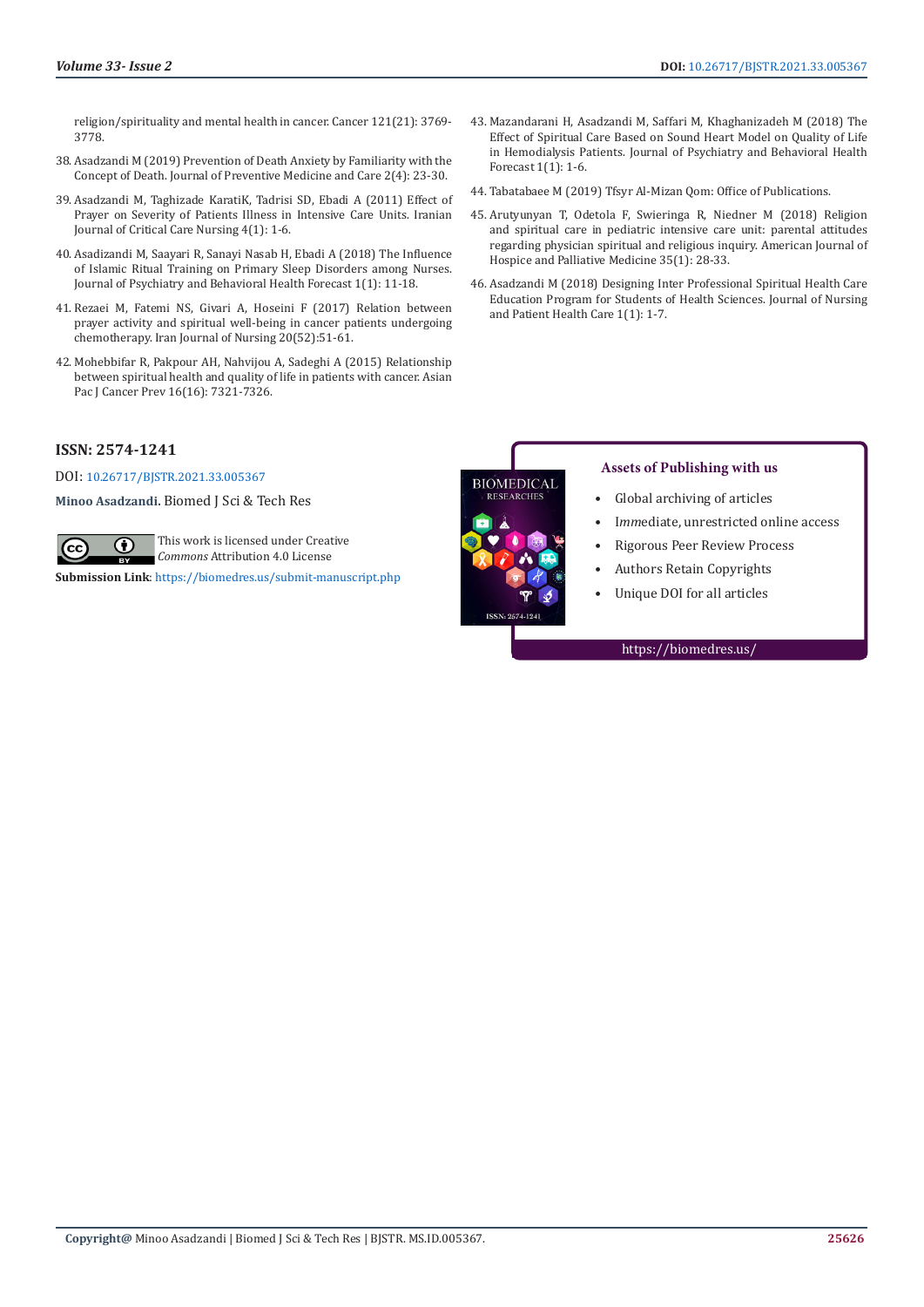religion/spirituality and mental health in cancer. Cancer 121(21): 3769-3778.

38. Asadzandi M (2019) Prevention of Death Anxiety by Familiarity with the Concept of Death. Journal of Preventive Medicine and Care 2(4): 23-30.
39. Asadzandi M, Taghizade KaratiK, Tadrisi SD, Ebadi A (2011) Effect of Prayer on Severity of Patients Illness in Intensive Care Units. Iranian Journal of Critical Care Nursing 4(1): 1-6.
40. Asadizandi M, Saayari R, Sanayi Nasab H, Ebadi A (2018) The Influence of Islamic Ritual Training on Primary Sleep Disorders among Nurses. Journal of Psychiatry and Behavioral Health Forecast 1(1): 11-18.
41. Rezaei M, Fatemi NS, Givari A, Hoseini F (2017) Relation between prayer activity and spiritual well-being in cancer patients undergoing chemotherapy. Iran Journal of Nursing 20(52):51-61.
42. Mohebbifar R, Pakpour AH, Nahvijou A, Sadeghi A (2015) Relationship between spiritual health and quality of life in patients with cancer. Asian Pac J Cancer Prev 16(16): 7321-7326.
43. Mazandarani H, Asadzandi M, Saffari M, Khaghanizadeh M (2018) The Effect of Spiritual Care Based on Sound Heart Model on Quality of Life in Hemodialysis Patients. Journal of Psychiatry and Behavioral Health Forecast 1(1): 1-6.
44. Tabatabaee M (2019) Tfsyr Al-Mizan Qom: Office of Publications.
45. Arutyunyan T, Odetola F, Swieringa R, Niedner M (2018) Religion and spiritual care in pediatric intensive care unit: parental attitudes regarding physician spiritual and religious inquiry. American Journal of Hospice and Palliative Medicine 35(1): 28-33.
46. Asadzandi M (2018) Designing Inter Professional Spiritual Health Care Education Program for Students of Health Sciences. Journal of Nursing and Patient Health Care 1(1): 1-7.

**ISSN: 2574-1241**

DOI: 10.26717/BJSTR.2021.33.005367

**Minoo Asadzandi.** Biomed J Sci & Tech Res

This work is licensed under Creative *Commons* Attribution 4.0 License

**Submission Link**: https://biomedres.us/submit-manuscript.php

**Assets of Publishing with us**

- Global archiving of articles
- Immediate, unrestricted online access
- Rigorous Peer Review Process
- Authors Retain Copyrights
- Unique DOI for all articles

https://biomedres.us/